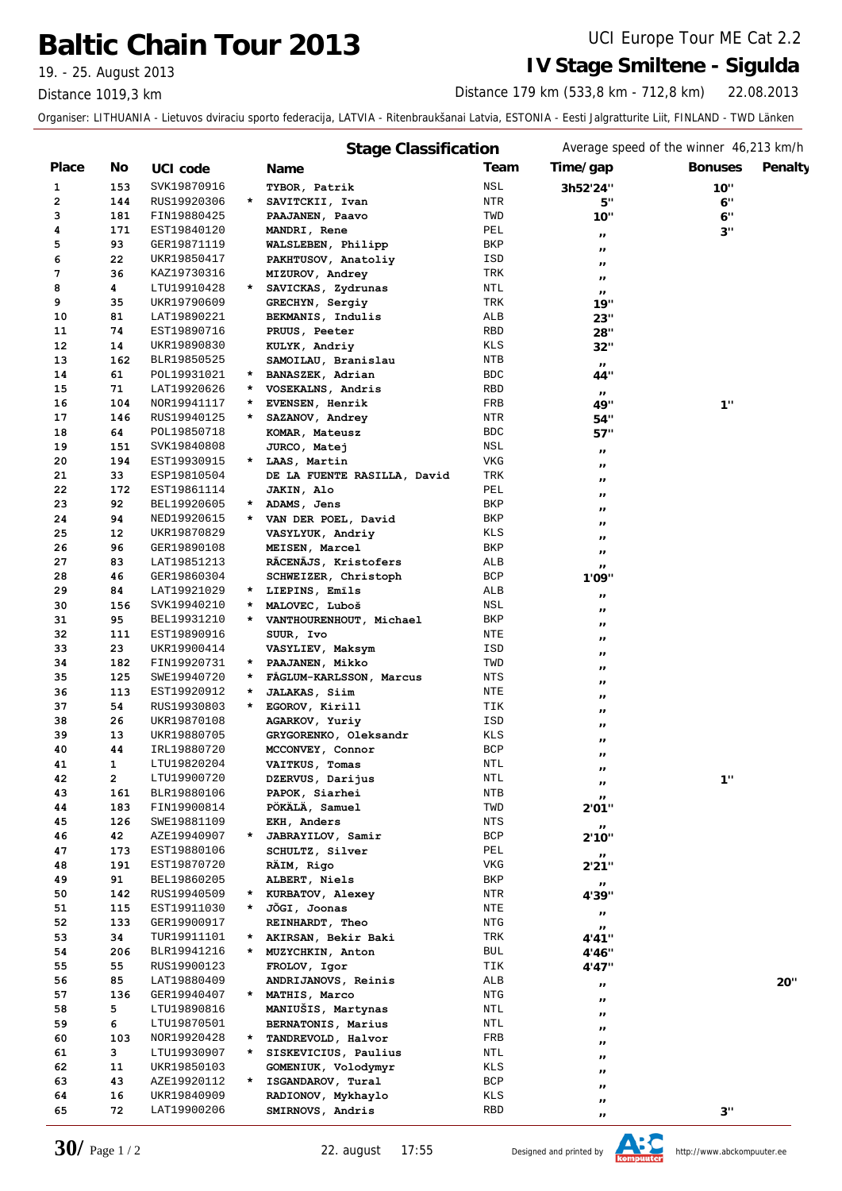# Baltic Chain Tour 2013

19. - 25. August 2013

Distance 1019,3 km

UCI Europe Tour ME Cat 2.2

## IV Stage Smiltene - Sigulda

Distance 179 km (533,8 km - 712,8 km) 22.08.2013

Organiser: LITHUANIA - Lietuvos dviraciu sporto federacija, LATVIA - Ritenbraukšanai Latvia, ESTONIA - Eesti Jalgratturite Liit, FINLAND - TWD Länken

### Stage Classification

Average speed of the winner 46,213 km/h

| Place | No | UCI code | | Name | Team | Time/gap | Bonuses | Penalty |
|---|---|---|---|---|---|---|---|---|
| 1 | 153 | SVK19870916 | | TYBOR, Patrik | NSL | 3h52'24" | 10" | |
| 2 | 144 | RUS19920306 | * | SAVITCKII, Ivan | NTR | 5" | 6" | |
| 3 | 181 | FIN19880425 | | PAAJANEN, Paavo | TWD | 10" | 6" | |
| 4 | 171 | EST19840120 | | MANDRI, Rene | PEL | „ | 3" | |
| 5 | 93 | GER19871119 | | WALSLEBEN, Philipp | BKP | „ | | |
| 6 | 22 | UKR19850417 | | PAKHTUSOV, Anatoliy | ISD | „ | | |
| 7 | 36 | KAZ19730316 | | MIZUROV, Andrey | TRK | „ | | |
| 8 | 4 | LTU19910428 | * | SAVICKAS, Zydrunas | NTL | „ | | |
| 9 | 35 | UKR19790609 | | GRECHYN, Sergiy | TRK | 19" | | |
| 10 | 81 | LAT19890221 | | BEKMANIS, Indulis | ALB | 23" | | |
| 11 | 74 | EST19890716 | | PRUUS, Peeter | RBD | 28" | | |
| 12 | 14 | UKR19890830 | | KULYK, Andriy | KLS | 32" | | |
| 13 | 162 | BLR19850525 | | SAMOILAU, Branislau | NTB | „ | | |
| 14 | 61 | POL19931021 | * | BANASZEK, Adrian | BDC | 44" | | |
| 15 | 71 | LAT19920626 | * | VOSEKALNS, Andris | RBD | „ | | |
| 16 | 104 | NOR19941117 | * | EVENSEN, Henrik | FRB | 49" | 1" | |
| 17 | 146 | RUS19940125 | * | SAZANOV, Andrey | NTR | 54" | | |
| 18 | 64 | POL19850718 | | KOMAR, Mateusz | BDC | 57" | | |
| 19 | 151 | SVK19840808 | | JURCO, Matej | NSL | „ | | |
| 20 | 194 | EST19930915 | * | LAAS, Martin | VKG | „ | | |
| 21 | 33 | ESP19810504 | | DE LA FUENTE RASILLA, David | TRK | „ | | |
| 22 | 172 | EST19861114 | | JAKIN, Alo | PEL | „ | | |
| 23 | 92 | BEL19920605 | * | ADAMS, Jens | BKP | „ | | |
| 24 | 94 | NED19920615 | * | VAN DER POEL, David | BKP | „ | | |
| 25 | 12 | UKR19870829 | | VASYLYUK, Andriy | KLS | „ | | |
| 26 | 96 | GER19890108 | | MEISEN, Marcel | BKP | „ | | |
| 27 | 83 | LAT19851213 | | RĀCENĀJS, Kristofers | ALB | „ | | |
| 28 | 46 | GER19860304 | | SCHWEIZER, Christoph | BCP | 1'09" | | |
| 29 | 84 | LAT19921029 | * | LIEPINS, Emīls | ALB | „ | | |
| 30 | 156 | SVK19940210 | * | MALOVEC, Luboš | NSL | „ | | |
| 31 | 95 | BEL19931210 | * | VANTHOURENHOUT, Michael | BKP | „ | | |
| 32 | 111 | EST19890916 | | SUUR, Ivo | NTE | „ | | |
| 33 | 23 | UKR19900414 | | VASYLIEV, Maksym | ISD | „ | | |
| 34 | 182 | FIN19920731 | * | PAAJANEN, Mikko | TWD | „ | | |
| 35 | 125 | SWE19940720 | * | FÅGLUM-KARLSSON, Marcus | NTS | „ | | |
| 36 | 113 | EST19920912 | * | JALAKAS, Siim | NTE | „ | | |
| 37 | 54 | RUS19930803 | * | EGOROV, Kirill | TIK | „ | | |
| 38 | 26 | UKR19870108 | | AGARKOV, Yuriy | ISD | „ | | |
| 39 | 13 | UKR19880705 | | GRYGORENKO, Oleksandr | KLS | „ | | |
| 40 | 44 | IRL19880720 | | MCCONVEY, Connor | BCP | „ | | |
| 41 | 1 | LTU19820204 | | VAITKUS, Tomas | NTL | „ | | |
| 42 | 2 | LTU19900720 | | DZERVUS, Darijus | NTL | „ | 1" | |
| 43 | 161 | BLR19880106 | | PAPOK, Siarhei | NTB | „ | | |
| 44 | 183 | FIN19900814 | | PÖKÄLÄ, Samuel | TWD | 2'01" | | |
| 45 | 126 | SWE19881109 | | EKH, Anders | NTS | „ | | |
| 46 | 42 | AZE19940907 | * | JABRAYILOV, Samir | BCP | 2'10" | | |
| 47 | 173 | EST19880106 | | SCHULTZ, Silver | PEL | „ | | |
| 48 | 191 | EST19870720 | | RÄIM, Rigo | VKG | 2'21" | | |
| 49 | 91 | BEL19860205 | | ALBERT, Niels | BKP | „ | | |
| 50 | 142 | RUS19940509 | * | KURBATOV, Alexey | NTR | 4'39" | | |
| 51 | 115 | EST19911030 | * | JÕGI, Joonas | NTE | „ | | |
| 52 | 133 | GER19900917 | | REINHARDT, Theo | NTG | „ | | |
| 53 | 34 | TUR19911101 | * | AKIRSAN, Bekir Baki | TRK | 4'41" | | |
| 54 | 206 | BLR19941216 | * | MUZYCHKIN, Anton | BUL | 4'46" | | |
| 55 | 55 | RUS19900123 | | FROLOV, Igor | TIK | 4'47" | | |
| 56 | 85 | LAT19880409 | | ANDRIJANOVS, Reinis | ALB | „ | | 20" |
| 57 | 136 | GER19940407 | * | MATHIS, Marco | NTG | „ | | |
| 58 | 5 | LTU19890816 | | MANIUŠIS, Martynas | NTL | „ | | |
| 59 | 6 | LTU19870501 | | BERNATONIS, Marius | NTL | „ | | |
| 60 | 103 | NOR19920428 | * | TANDREVOLD, Halvor | FRB | „ | | |
| 61 | 3 | LTU19930907 | * | SISKEVICIUS, Paulius | NTL | „ | | |
| 62 | 11 | UKR19850103 | | GOMENIUK, Volodymyr | KLS | „ | | |
| 63 | 43 | AZE19920112 | * | ISGANDAROV, Tural | BCP | „ | | |
| 64 | 16 | UKR19840909 | | RADIONOV, Mykhaylo | KLS | „ | | |
| 65 | 72 | LAT19900206 | | SMIRNOVS, Andris | RBD | „ | 3" | |

22. august 17:55

Designed and printed by http://www.abckompuuter.ee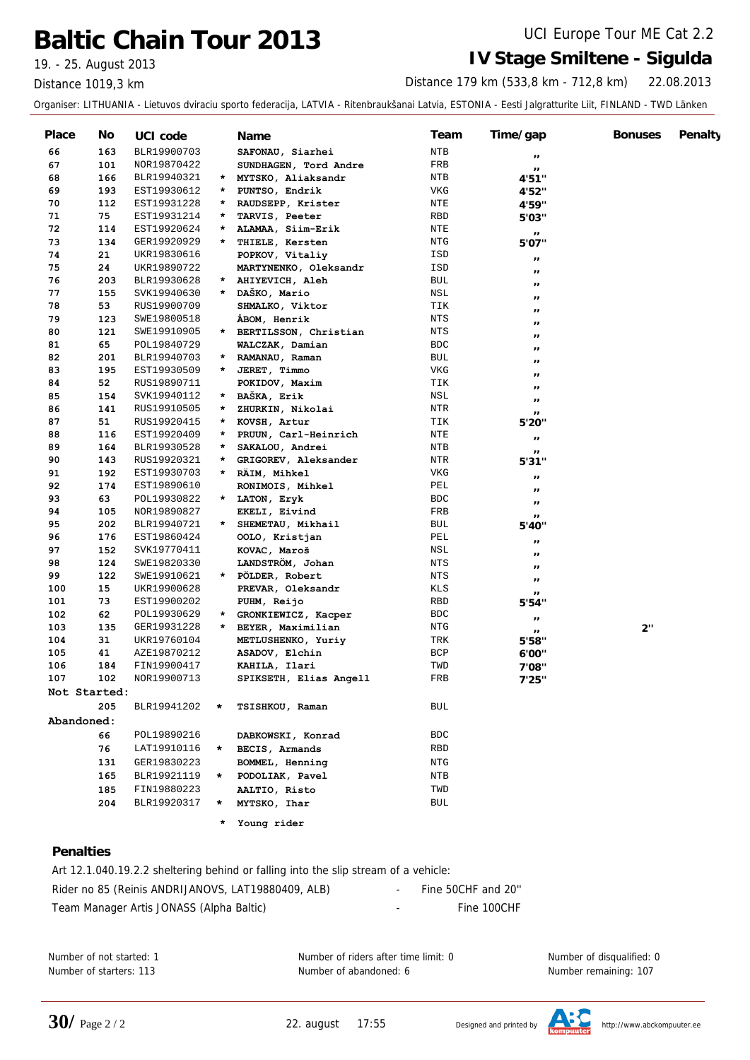# Baltic Chain Tour 2013

19. - 25. August 2013

Distance 1019,3 km

UCI Europe Tour ME Cat 2.2

## IV Stage Smiltene - Sigulda

Distance 179 km (533,8 km - 712,8 km) 22.08.2013

Organiser: LITHUANIA - Lietuvos dviraciu sporto federacija, LATVIA - Ritenbraukšanai Latvia, ESTONIA - Eesti Jalgratturite Liit, FINLAND - TWD Länken

| Place | No | UCI code | | Name | Team | Time/gap | Bonuses | Penalty |
|---|---|---|---|---|---|---|---|---|
| 66 | 163 | BLR19900703 | | SAFONAU, Siarhei | NTB | " | | |
| 67 | 101 | NOR19870422 | | SUNDHAGEN, Tord Andre | FRB | " | | |
| 68 | 166 | BLR19940321 | * | MYTSKO, Aliaksandr | NTB | 4'51" | | |
| 69 | 193 | EST19930612 | * | PUNTSO, Endrik | VKG | 4'52" | | |
| 70 | 112 | EST19931228 | * | RAUDSEPP, Krister | NTE | 4'59" | | |
| 71 | 75 | EST19931214 | * | TARVIS, Peeter | RBD | 5'03" | | |
| 72 | 114 | EST19920624 | * | ALAMAA, Siim-Erik | NTE | " | | |
| 73 | 134 | GER19920929 | * | THIELE, Kersten | NTG | 5'07" | | |
| 74 | 21 | UKR19830616 | | POPKOV, Vitaliy | ISD | " | | |
| 75 | 24 | UKR19890722 | | MARTYNENKO, Oleksandr | ISD | " | | |
| 76 | 203 | BLR19930628 | * | AHIYEVICH, Aleh | BUL | " | | |
| 77 | 155 | SVK19940630 | * | DAŠKO, Mario | NSL | " | | |
| 78 | 53 | RUS19900709 | | SHMALKO, Viktor | TIK | " | | |
| 79 | 123 | SWE19800518 | | ÅBOM, Henrik | NTS | " | | |
| 80 | 121 | SWE19910905 | * | BERTILSSON, Christian | NTS | " | | |
| 81 | 65 | POL19840729 | | WALCZAK, Damian | BDC | " | | |
| 82 | 201 | BLR19940703 | * | RAMANAU, Raman | BUL | " | | |
| 83 | 195 | EST19930509 | * | JERET, Timmo | VKG | " | | |
| 84 | 52 | RUS19890711 | | POKIDOV, Maxim | TIK | " | | |
| 85 | 154 | SVK19940112 | * | BAŠKA, Erik | NSL | " | | |
| 86 | 141 | RUS19910505 | * | ZHURKIN, Nikolai | NTR | " | | |
| 87 | 51 | RUS19920415 | * | KOVSH, Artur | TIK | 5'20" | | |
| 88 | 116 | EST19920409 | * | PRUUN, Carl-Heinrich | NTE | " | | |
| 89 | 164 | BLR19930528 | * | SAKALOU, Andrei | NTB | " | | |
| 90 | 143 | RUS19920321 | * | GRIGOREV, Aleksander | NTR | 5'31" | | |
| 91 | 192 | EST19930703 | * | RÄIM, Mihkel | VKG | " | | |
| 92 | 174 | EST19890610 | | RONIMOIS, Mihkel | PEL | " | | |
| 93 | 63 | POL19930822 | * | LATON, Eryk | BDC | " | | |
| 94 | 105 | NOR19890827 | | EKELI, Eivind | FRB | " | | |
| 95 | 202 | BLR19940721 | * | SHEMETAU, Mikhail | BUL | 5'40" | | |
| 96 | 176 | EST19860424 | | OOLO, Kristjan | PEL | " | | |
| 97 | 152 | SVK19770411 | | KOVAC, Maroš | NSL | " | | |
| 98 | 124 | SWE19820330 | | LANDSTRÖM, Johan | NTS | " | | |
| 99 | 122 | SWE19910621 | * | PÕLDER, Robert | NTS | " | | |
| 100 | 15 | UKR19900628 | | PREVAR, Oleksandr | KLS | " | | |
| 101 | 73 | EST19900202 | | PUHM, Reijo | RBD | 5'54" | | |
| 102 | 62 | POL19930629 | * | GRONKIEWICZ, Kacper | BDC | " | | |
| 103 | 135 | GER19931228 | * | BEYER, Maximilian | NTG | " | 2" | |
| 104 | 31 | UKR19760104 | | METLUSHENKO, Yuriy | TRK | 5'58" | | |
| 105 | 41 | AZE19870212 | | ASADOV, Elchin | BCP | 6'00" | | |
| 106 | 184 | FIN19900417 | | KAHILA, Ilari | TWD | 7'08" | | |
| 107 | 102 | NOR19900713 | | SPIKSETH, Elias Angell | FRB | 7'25" | | |
| Not Started: | | | | | | | | |
| | 205 | BLR19941202 | * | TSISHKOU, Raman | BUL | | | |
| Abandoned: | | | | | | | | |
| | 66 | POL19890216 | | DABKOWSKI, Konrad | BDC | | | |
| | 76 | LAT19910116 | * | BECIS, Armands | RBD | | | |
| | 131 | GER19830223 | | BOMMEL, Henning | NTG | | | |
| | 165 | BLR19921119 | * | PODOLIAK, Pavel | NTB | | | |
| | 185 | FIN19880223 | | AALTIO, Risto | TWD | | | |
| | 204 | BLR19920317 | * | MYTSKO, Ihar | BUL | | | |

\* Young rider

### Penalties

Art 12.1.040.19.2.2 sheltering behind or falling into the slip stream of a vehicle:

Rider no 85 (Reinis ANDRIJANOVS, LAT19880409, ALB) - Fine 50CHF and 20''

Team Manager Artis JONASS (Alpha Baltic) - Fine 100CHF

Number of not started: 1
Number of starters: 113

Number of riders after time limit: 0
Number of abandoned: 6

Number of disqualified: 0
Number remaining: 107

22. august 17:55